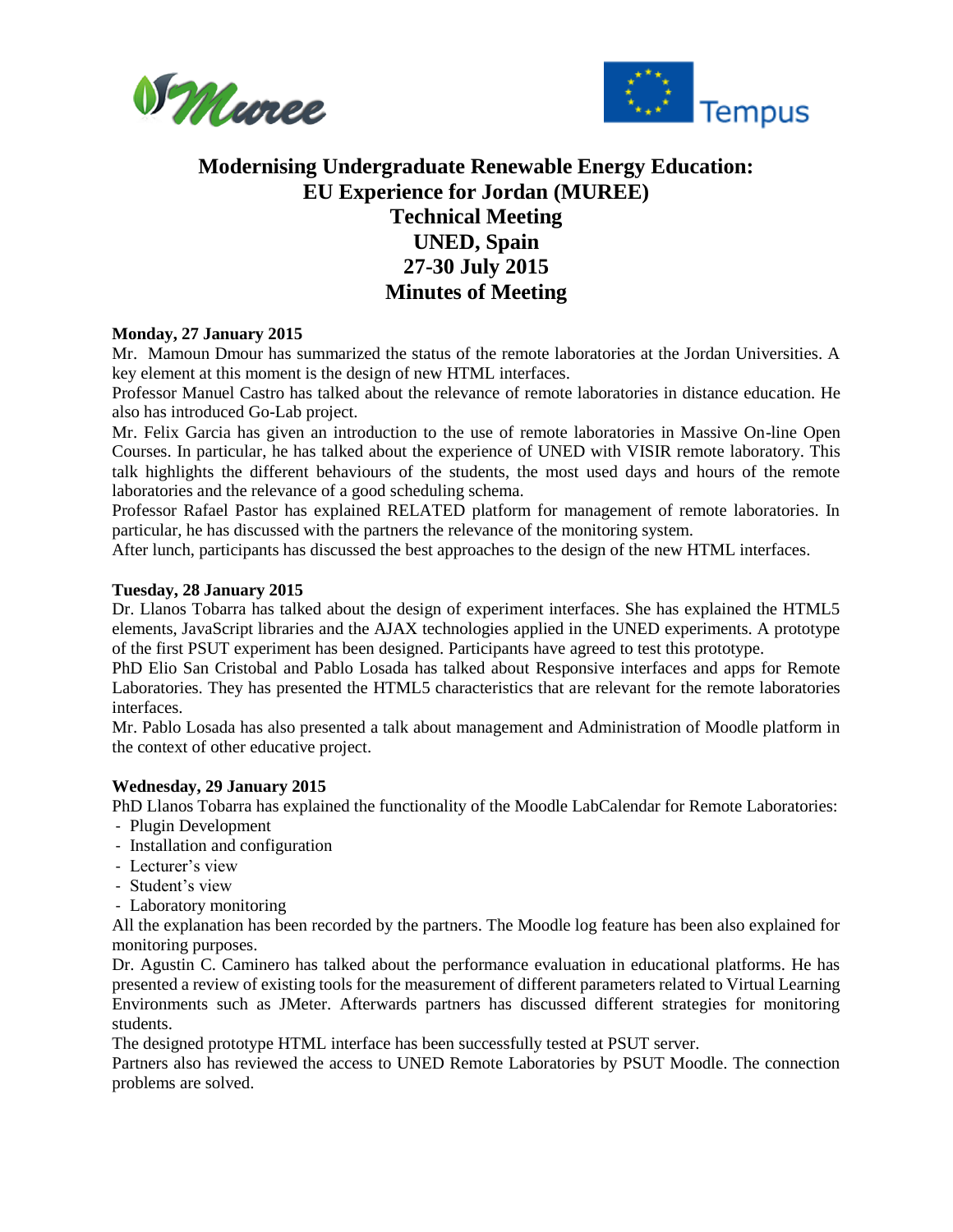# Modernising Undergraduate Renewable Energy Education: EU Experience for Jordan (MUREE)
## Technical Meeting
## UNED, Spain
## 27-30 July 2015
## Minutes of Meeting

**Monday, 27 January 2015**

Mr. Mamoun Dmour has summarized the status of the remote laboratories at the Jordan Universities. A key element at this moment is the design of new HTML interfaces.

Professor Manuel Castro has talked about the relevance of remote laboratories in distance education. He also has introduced Go-Lab project.

Mr. Felix Garcia has given an introduction to the use of remote laboratories in Massive On-line Open Courses. In particular, he has talked about the experience of UNED with VISIR remote laboratory. This talk highlights the different behaviours of the students, the most used days and hours of the remote laboratories and the relevance of a good scheduling schema.

Professor Rafael Pastor has explained RELATED platform for management of remote laboratories. In particular, he has discussed with the partners the relevance of the monitoring system.

After lunch, participants has discussed the best approaches to the design of the new HTML interfaces.

**Tuesday, 28 January 2015**

Dr. Llanos Tobarra has talked about the design of experiment interfaces. She has explained the HTML5 elements, JavaScript libraries and the AJAX technologies applied in the UNED experiments. A prototype of the first PSUT experiment has been designed. Participants have agreed to test this prototype.

PhD Elio San Cristobal and Pablo Losada has talked about Responsive interfaces and apps for Remote Laboratories. They has presented the HTML5 characteristics that are relevant for the remote laboratories interfaces.

Mr. Pablo Losada has also presented a talk about management and Administration of Moodle platform in the context of other educative project.

**Wednesday, 29 January 2015**

PhD Llanos Tobarra has explained the functionality of the Moodle LabCalendar for Remote Laboratories:

- Plugin Development
- Installation and configuration
- Lecturer's view
- Student's view
- Laboratory monitoring

All the explanation has been recorded by the partners. The Moodle log feature has been also explained for monitoring purposes.

Dr. Agustin C. Caminero has talked about the performance evaluation in educational platforms. He has presented a review of existing tools for the measurement of different parameters related to Virtual Learning Environments such as JMeter. Afterwards partners has discussed different strategies for monitoring students.

The designed prototype HTML interface has been successfully tested at PSUT server.

Partners also has reviewed the access to UNED Remote Laboratories by PSUT Moodle. The connection problems are solved.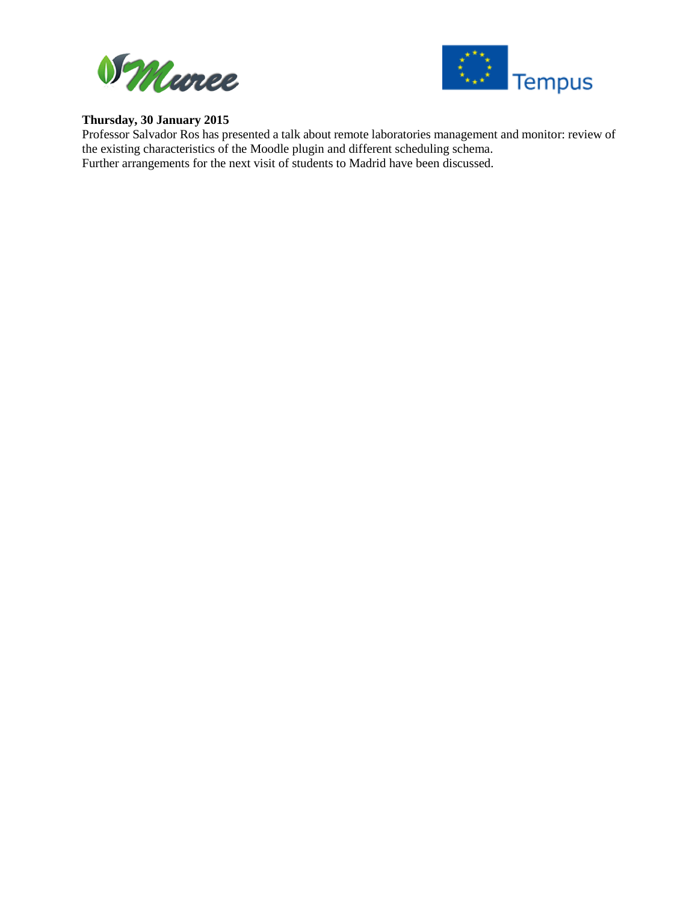**Thursday, 30 January 2015**

Professor Salvador Ros has presented a talk about remote laboratories management and monitor: review of the existing characteristics of the Moodle plugin and different scheduling schema.

Further arrangements for the next visit of students to Madrid have been discussed.